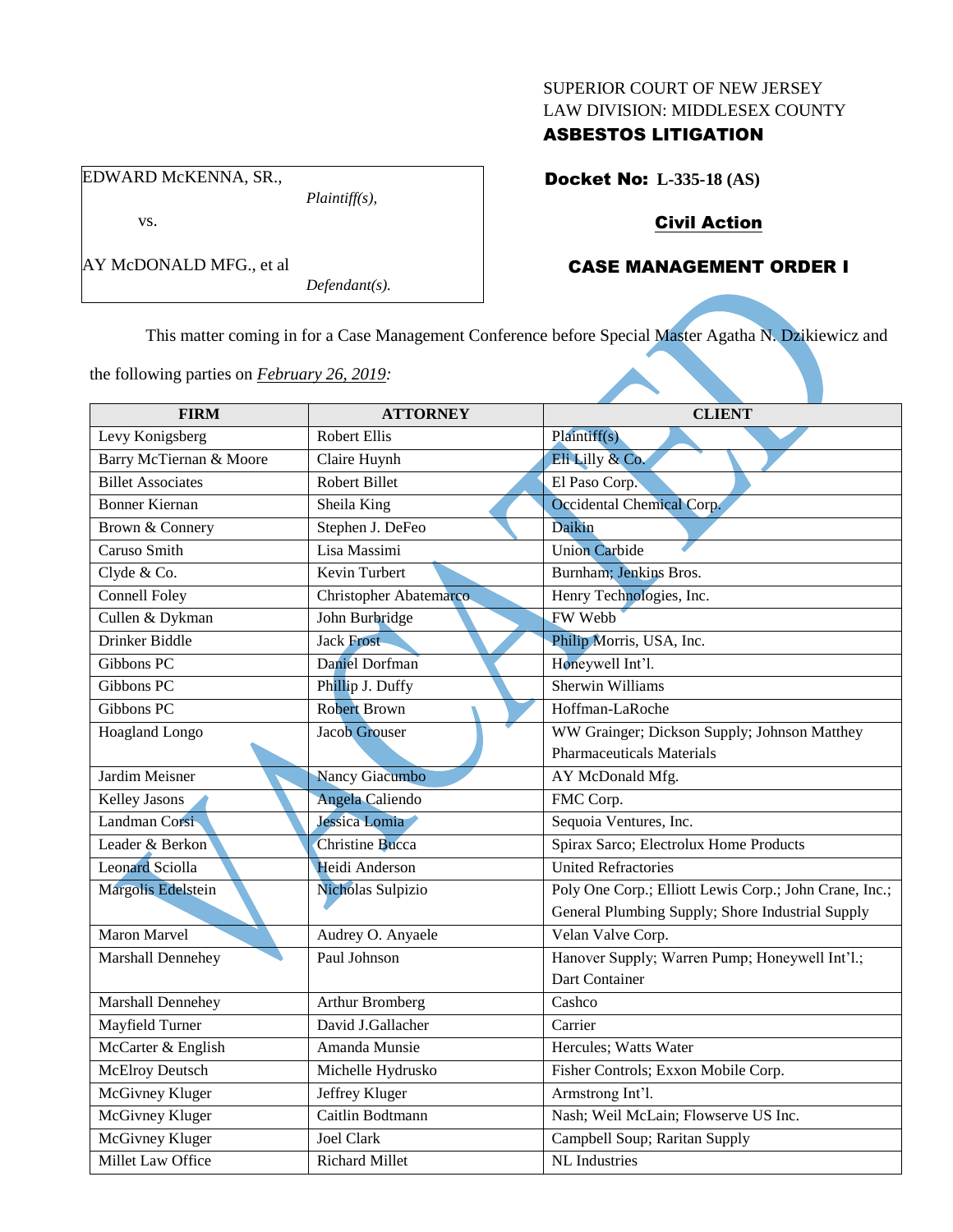SUPERIOR COURT OF NEW JERSEY
LAW DIVISION: MIDDLESEX COUNTY
**ASBESTOS LITIGATION**

| EDWARD McKENNA, SR., *Plaintiff(s),* vs. AY McDONALD MFG., et al *Defendant(s).* |
|---|

**Docket No: L-335-18 (AS)**

**Civil Action**

**CASE MANAGEMENT ORDER I**

VACATED

This matter coming in for a Case Management Conference before Special Master Agatha N. Dzikiewicz and the following parties on *February 26, 2019:*

| FIRM | ATTORNEY | CLIENT |
|---|---|---|
| Levy Konigsberg | Robert Ellis | Plaintiff(s) |
| Barry McTiernan & Moore | Claire Huynh | Eli Lilly & Co. |
| Billet Associates | Robert Billet | El Paso Corp. |
| Bonner Kiernan | Sheila King | Occidental Chemical Corp. |
| Brown & Connery | Stephen J. DeFeo | Daikin |
| Caruso Smith | Lisa Massimi | Union Carbide |
| Clyde & Co. | Kevin Turbert | Burnham; Jenkins Bros. |
| Connell Foley | Christopher Abatemarco | Henry Technologies, Inc. |
| Cullen & Dykman | John Burbridge | FW Webb |
| Drinker Biddle | Jack Frost | Philip Morris, USA, Inc. |
| Gibbons PC | Daniel Dorfman | Honeywell Int'l. |
| Gibbons PC | Phillip J. Duffy | Sherwin Williams |
| Gibbons PC | Robert Brown | Hoffman-LaRoche |
| Hoagland Longo | Jacob Grouser | WW Grainger; Dickson Supply; Johnson Matthey Pharmaceuticals Materials |
| Jardim Meisner | Nancy Giacumbo | AY McDonald Mfg. |
| Kelley Jasons | Angela Caliendo | FMC Corp. |
| Landman Corsi | Jessica Lomia | Sequoia Ventures, Inc. |
| Leader & Berkon | Christine Bucca | Spirax Sarco; Electrolux Home Products |
| Leonard Sciolla | Heidi Anderson | United Refractories |
| Margolis Edelstein | Nicholas Sulpizio | Poly One Corp.; Elliott Lewis Corp.; John Crane, Inc.; General Plumbing Supply; Shore Industrial Supply |
| Maron Marvel | Audrey O. Anyaele | Velan Valve Corp. |
| Marshall Dennehey | Paul Johnson | Hanover Supply; Warren Pump; Honeywell Int'l.; Dart Container |
| Marshall Dennehey | Arthur Bromberg | Cashco |
| Mayfield Turner | David J.Gallacher | Carrier |
| McCarter & English | Amanda Munsie | Hercules; Watts Water |
| McElroy Deutsch | Michelle Hydrusko | Fisher Controls; Exxon Mobile Corp. |
| McGivney Kluger | Jeffrey Kluger | Armstrong Int'l. |
| McGivney Kluger | Caitlin Bodtmann | Nash; Weil McLain; Flowserve US Inc. |
| McGivney Kluger | Joel Clark | Campbell Soup; Raritan Supply |
| Millet Law Office | Richard Millet | NL Industries |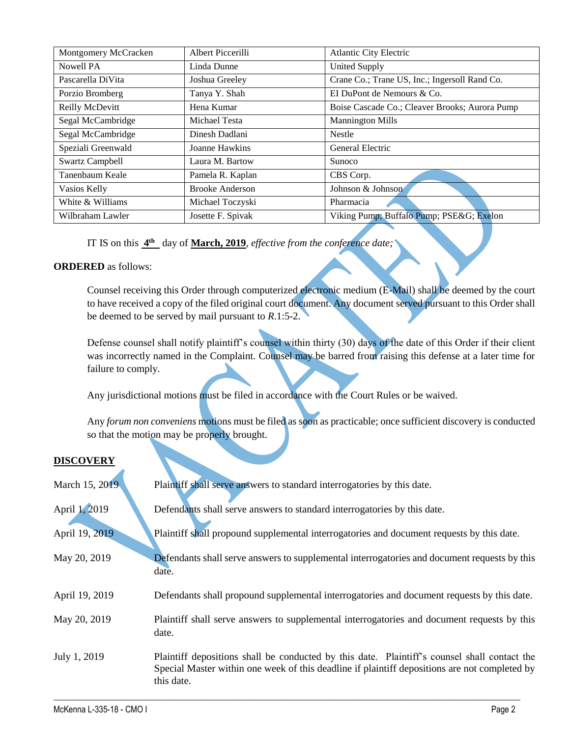| Montgomery McCracken | Albert Piccerilli | Atlantic City Electric |
|---|---|---|
| Nowell PA | Linda Dunne | United Supply |
| Pascarella DiVita | Joshua Greeley | Crane Co.; Trane US, Inc.; Ingersoll Rand Co. |
| Porzio Bromberg | Tanya Y. Shah | EI DuPont de Nemours & Co. |
| Reilly McDevitt | Hena Kumar | Boise Cascade Co.; Cleaver Brooks; Aurora Pump |
| Segal McCambridge | Michael Testa | Mannington Mills |
| Segal McCambridge | Dinesh Dadlani | Nestle |
| Speziali Greenwald | Joanne Hawkins | General Electric |
| Swartz Campbell | Laura M. Bartow | Sunoco |
| Tanenbaum Keale | Pamela R. Kaplan | CBS Corp. |
| Vasios Kelly | Brooke Anderson | Johnson & Johnson |
| White & Williams | Michael Toczyski | Pharmacia |
| Wilbraham Lawler | Josette F. Spivak | Viking Pump; Buffalo Pump; PSE&G; Exelon |

IT IS on this **4th** day of **March, 2019**, *effective from the conference date;*

**ORDERED** as follows:

Counsel receiving this Order through computerized electronic medium (E-Mail) shall be deemed by the court to have received a copy of the filed original court document. Any document served pursuant to this Order shall be deemed to be served by mail pursuant to *R.*1:5-2.

Defense counsel shall notify plaintiff's counsel within thirty (30) days of the date of this Order if their client was incorrectly named in the Complaint. Counsel may be barred from raising this defense at a later time for failure to comply.

Any jurisdictional motions must be filed in accordance with the Court Rules or be waived.

Any *forum non conveniens* motions must be filed as soon as practicable; once sufficient discovery is conducted so that the motion may be properly brought.

**DISCOVERY**

March 15, 2019 — Plaintiff shall serve answers to standard interrogatories by this date.

April 1, 2019 — Defendants shall serve answers to standard interrogatories by this date.

April 19, 2019 — Plaintiff shall propound supplemental interrogatories and document requests by this date.

May 20, 2019 — Defendants shall serve answers to supplemental interrogatories and document requests by this date.

April 19, 2019 — Defendants shall propound supplemental interrogatories and document requests by this date.

May 20, 2019 — Plaintiff shall serve answers to supplemental interrogatories and document requests by this date.

July 1, 2019 — Plaintiff depositions shall be conducted by this date. Plaintiff's counsel shall contact the Special Master within one week of this deadline if plaintiff depositions are not completed by this date.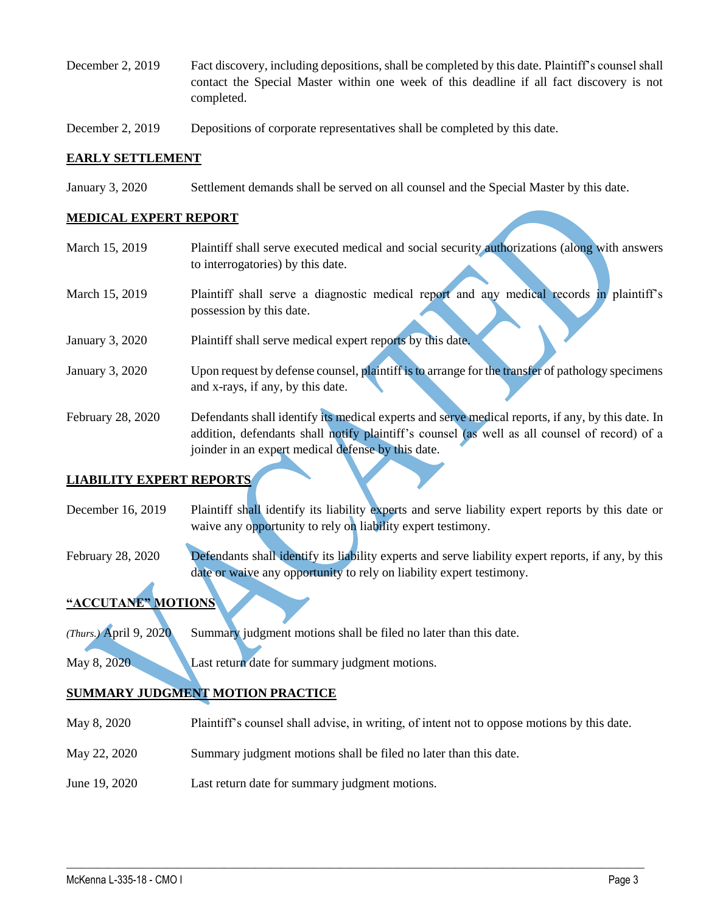| | |
|---|---|
| December 2, 2019 | Fact discovery, including depositions, shall be completed by this date. Plaintiff's counsel shall contact the Special Master within one week of this deadline if all fact discovery is not completed. |
| December 2, 2019 | Depositions of corporate representatives shall be completed by this date. |

**EARLY SETTLEMENT**

| | |
|---|---|
| January 3, 2020 | Settlement demands shall be served on all counsel and the Special Master by this date. |

**MEDICAL EXPERT REPORT**

| | |
|---|---|
| March 15, 2019 | Plaintiff shall serve executed medical and social security authorizations (along with answers to interrogatories) by this date. |
| March 15, 2019 | Plaintiff shall serve a diagnostic medical report and any medical records in plaintiff's possession by this date. |
| January 3, 2020 | Plaintiff shall serve medical expert reports by this date. |
| January 3, 2020 | Upon request by defense counsel, plaintiff is to arrange for the transfer of pathology specimens and x-rays, if any, by this date. |
| February 28, 2020 | Defendants shall identify its medical experts and serve medical reports, if any, by this date. In addition, defendants shall notify plaintiff's counsel (as well as all counsel of record) of a joinder in an expert medical defense by this date. |

**LIABILITY EXPERT REPORTS**

| | |
|---|---|
| December 16, 2019 | Plaintiff shall identify its liability experts and serve liability expert reports by this date or waive any opportunity to rely on liability expert testimony. |
| February 28, 2020 | Defendants shall identify its liability experts and serve liability expert reports, if any, by this date or waive any opportunity to rely on liability expert testimony. |

**"ACCUTANE" MOTIONS**

| | |
|---|---|
| *(Thurs.)* April 9, 2020 | Summary judgment motions shall be filed no later than this date. |
| May 8, 2020 | Last return date for summary judgment motions. |

**SUMMARY JUDGMENT MOTION PRACTICE**

| | |
|---|---|
| May 8, 2020 | Plaintiff's counsel shall advise, in writing, of intent not to oppose motions by this date. |
| May 22, 2020 | Summary judgment motions shall be filed no later than this date. |
| June 19, 2020 | Last return date for summary judgment motions. |

VACATED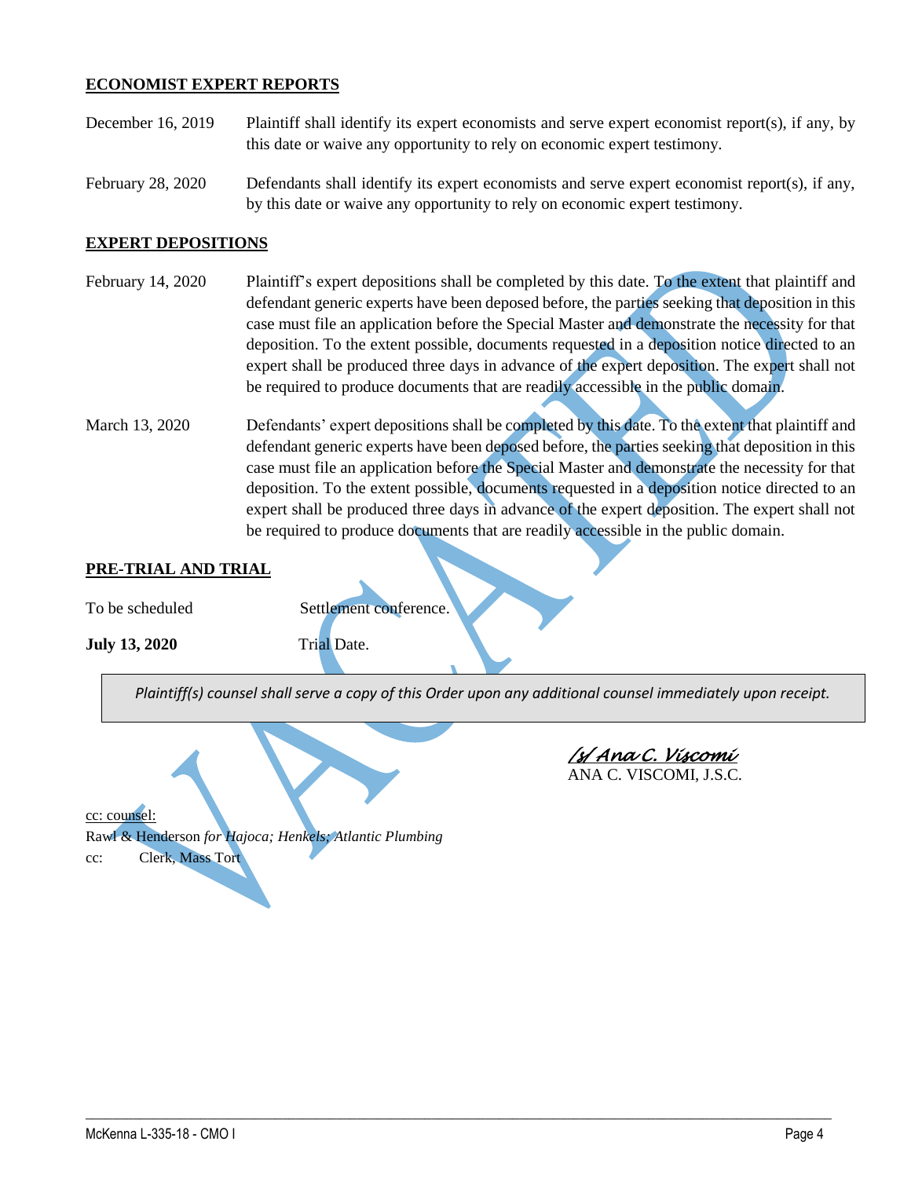**ECONOMIST EXPERT REPORTS**

| | |
|---|---|
| December 16, 2019 | Plaintiff shall identify its expert economists and serve expert economist report(s), if any, by this date or waive any opportunity to rely on economic expert testimony. |
| February 28, 2020 | Defendants shall identify its expert economists and serve expert economist report(s), if any, by this date or waive any opportunity to rely on economic expert testimony. |

**EXPERT DEPOSITIONS**

| | |
|---|---|
| February 14, 2020 | Plaintiff's expert depositions shall be completed by this date. To the extent that plaintiff and defendant generic experts have been deposed before, the parties seeking that deposition in this case must file an application before the Special Master and demonstrate the necessity for that deposition. To the extent possible, documents requested in a deposition notice directed to an expert shall be produced three days in advance of the expert deposition. The expert shall not be required to produce documents that are readily accessible in the public domain. |
| March 13, 2020 | Defendants' expert depositions shall be completed by this date. To the extent that plaintiff and defendant generic experts have been deposed before, the parties seeking that deposition in this case must file an application before the Special Master and demonstrate the necessity for that deposition. To the extent possible, documents requested in a deposition notice directed to an expert shall be produced three days in advance of the expert deposition. The expert shall not be required to produce documents that are readily accessible in the public domain. |

**PRE-TRIAL AND TRIAL**

| | |
|---|---|
| To be scheduled | Settlement conference. |
| **July 13, 2020** | Trial Date. |

*Plaintiff(s) counsel shall serve a copy of this Order upon any additional counsel immediately upon receipt.*

*/s/ Ana C. Viscomi*
ANA C. VISCOMI, J.S.C.

cc: counsel:
Rawl & Henderson *for Hajoca; Henkels; Atlantic Plumbing*
cc: Clerk, Mass Tort

VACATED